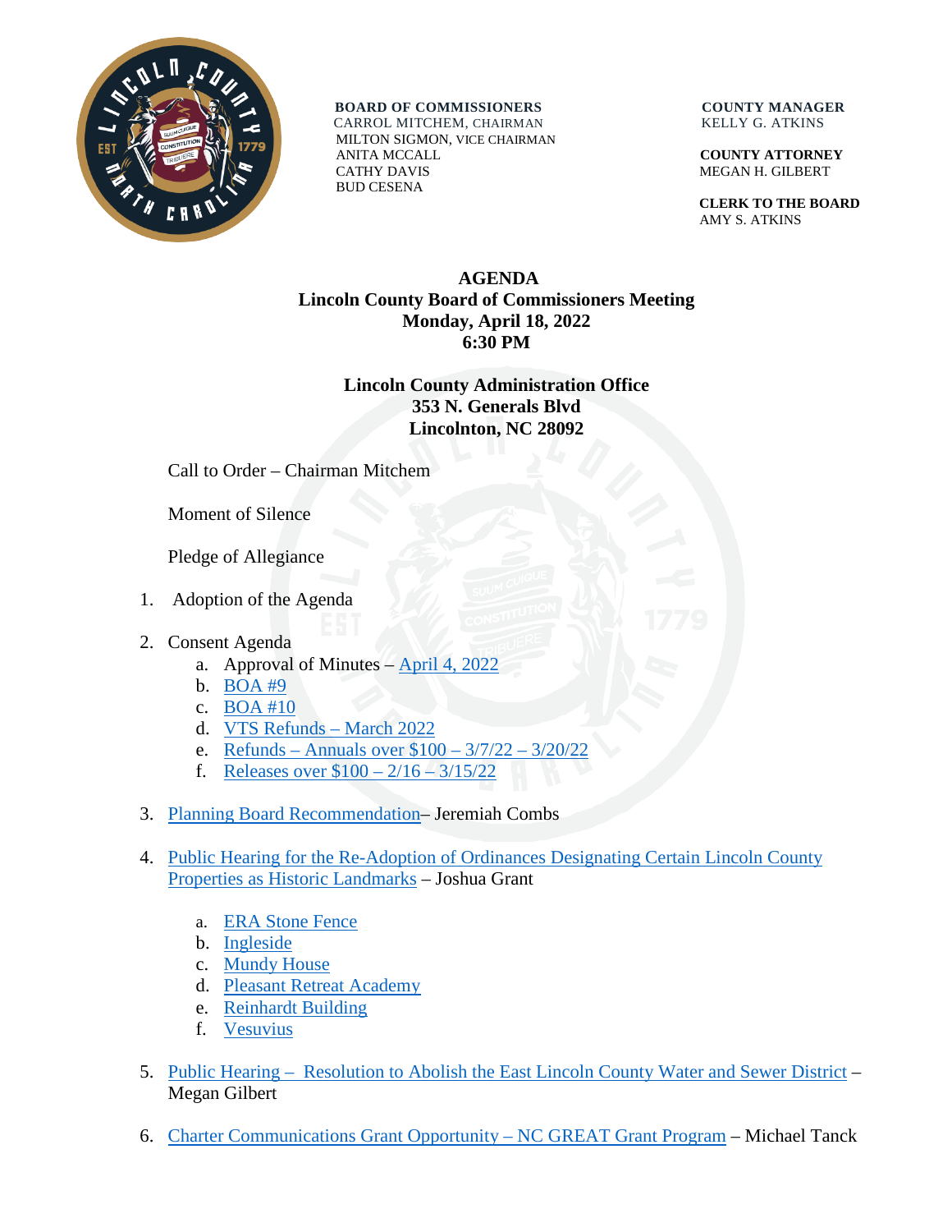**BOARD OF COMMISSIONERS**
CARROL MITCHEM, CHAIRMAN
MILTON SIGMON, VICE CHAIRMAN
ANITA MCCALL
CATHY DAVIS
BUD CESENA

**COUNTY MANAGER**
KELLY G. ATKINS

**COUNTY ATTORNEY**
MEGAN H. GILBERT

**CLERK TO THE BOARD**
AMY S. ATKINS

# AGENDA
## Lincoln County Board of Commissioners Meeting
## Monday, April 18, 2022
## 6:30 PM

**Lincoln County Administration Office**
**353 N. Generals Blvd**
**Lincolnton, NC 28092**

Call to Order – Chairman Mitchem

Moment of Silence

Pledge of Allegiance

1. Adoption of the Agenda
2. Consent Agenda
   a. Approval of Minutes – April 4, 2022
   b. BOA #9
   c. BOA #10
   d. VTS Refunds – March 2022
   e. Refunds – Annuals over $100 – 3/7/22 – 3/20/22
   f. Releases over $100 – 2/16 – 3/15/22
3. Planning Board Recommendation– Jeremiah Combs
4. Public Hearing for the Re-Adoption of Ordinances Designating Certain Lincoln County Properties as Historic Landmarks – Joshua Grant
   a. ERA Stone Fence
   b. Ingleside
   c. Mundy House
   d. Pleasant Retreat Academy
   e. Reinhardt Building
   f. Vesuvius
5. Public Hearing – Resolution to Abolish the East Lincoln County Water and Sewer District – Megan Gilbert
6. Charter Communications Grant Opportunity – NC GREAT Grant Program – Michael Tanck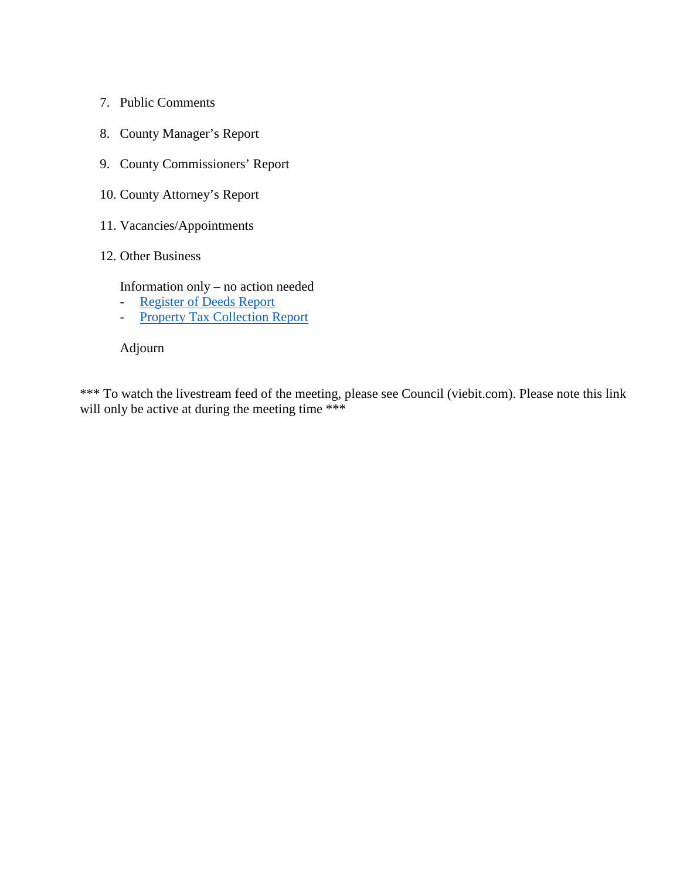7. Public Comments

8. County Manager's Report

9. County Commissioners' Report

10. County Attorney's Report

11. Vacancies/Appointments

12. Other Business

    Information only – no action needed
    - Register of Deeds Report
    - Property Tax Collection Report

    Adjourn

*** To watch the livestream feed of the meeting, please see Council (viebit.com). Please note this link will only be active at during the meeting time ***